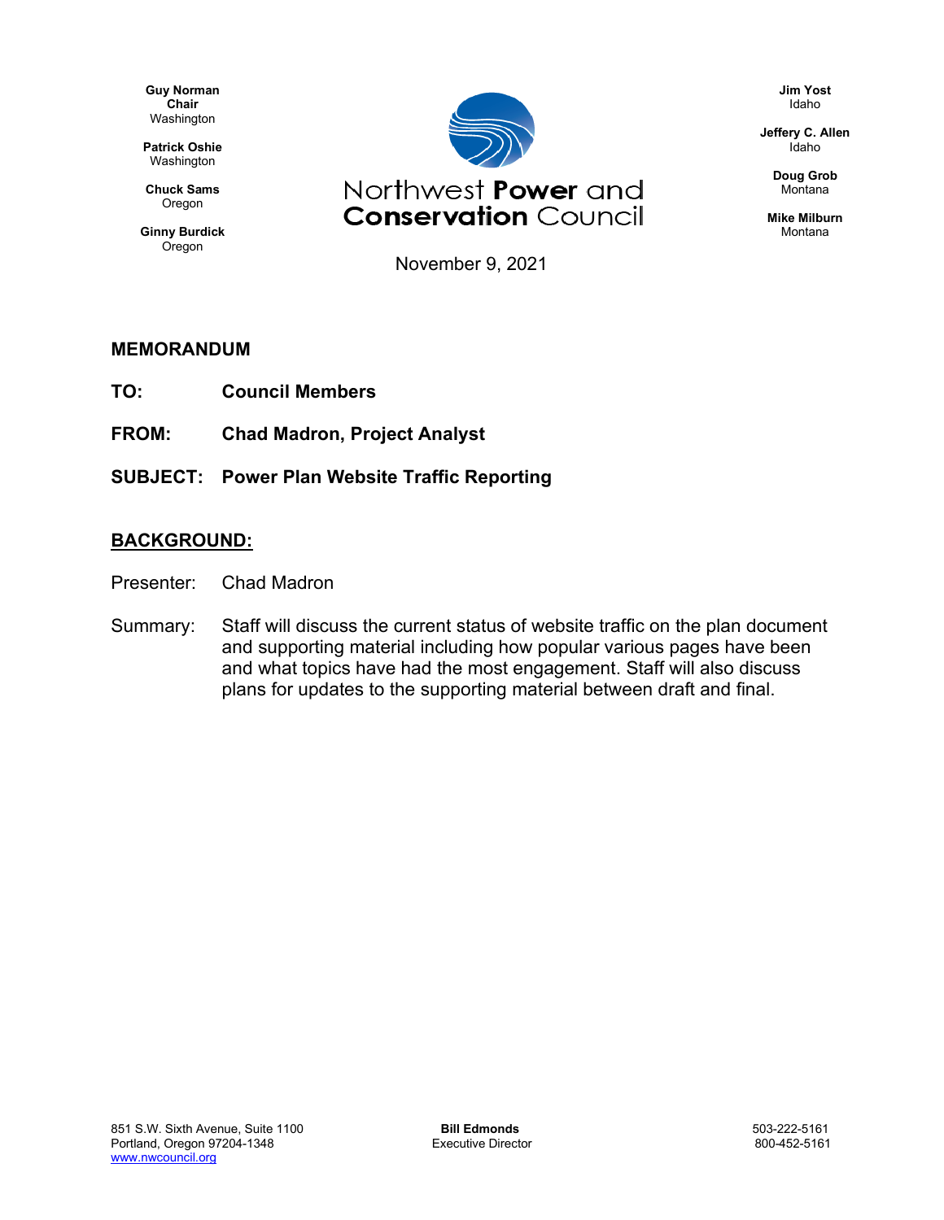**Guy Norman**
**Chair**
Washington

**Patrick Oshie**
Washington

**Chuck Sams**
Oregon

**Ginny Burdick**
Oregon

Northwest **Power** and
**Conservation** Council

**Jim Yost**
Idaho

**Jeffery C. Allen**
Idaho

**Doug Grob**
Montana

**Mike Milburn**
Montana

November 9, 2021

## MEMORANDUM

**TO:** **Council Members**

**FROM:** **Chad Madron, Project Analyst**

**SUBJECT:** **Power Plan Website Traffic Reporting**

## BACKGROUND:

Presenter: Chad Madron

Summary: Staff will discuss the current status of website traffic on the plan document and supporting material including how popular various pages have been and what topics have had the most engagement. Staff will also discuss plans for updates to the supporting material between draft and final.

851 S.W. Sixth Avenue, Suite 1100
Portland, Oregon 97204-1348
www.nwcouncil.org

**Bill Edmonds**
Executive Director

503-222-5161
800-452-5161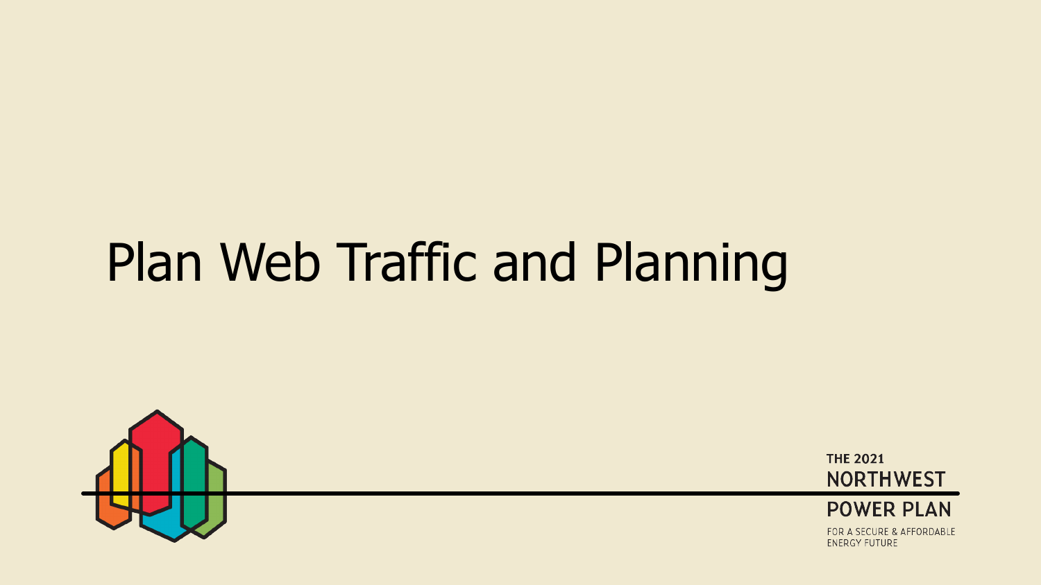# Plan Web Traffic and Planning

THE 2021
NORTHWEST
POWER PLAN
FOR A SECURE & AFFORDABLE
ENERGY FUTURE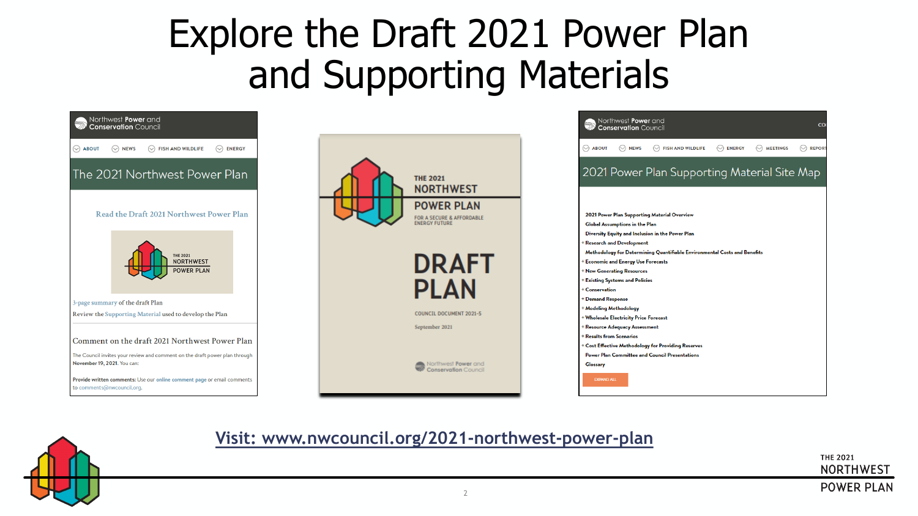# Explore the Draft 2021 Power Plan and Supporting Materials

Northwest Power and Conservation Council

ABOUT | NEWS | FISH AND WILDLIFE | ENERGY

## The 2021 Northwest Power Plan

Read the Draft 2021 Northwest Power Plan

THE 2021 NORTHWEST POWER PLAN

3-page summary of the draft Plan

Review the Supporting Material used to develop the Plan

Comment on the draft 2021 Northwest Power Plan

The Council invites your review and comment on the draft power plan through November 19, 2021. You can:

**Provide written comments:** Use our online comment page or email comments to comments@nwcouncil.org.

THE 2021 NORTHWEST POWER PLAN

FOR A SECURE & AFFORDABLE ENERGY FUTURE

DRAFT PLAN

COUNCIL DOCUMENT 2021-5

September 2021

Northwest Power and Conservation Council

Northwest Power and Conservation Council

ABOUT | NEWS | FISH AND WILDLIFE | ENERGY | MEETINGS | REPORT

## 2021 Power Plan Supporting Material Site Map

- 2021 Power Plan Supporting Material Overview
- Global Assumptions in the Plan
- Diversity Equity and Inclusion in the Power Plan
- + Research and Development
- Methodology for Determining Quantifiable Environmental Costs and Benefits
- + Economic and Energy Use Forecasts
- + New Generating Resources
- + Existing Systems and Policies
- + Conservation
- + Demand Response
- + Modeling Methodology
- + Wholesale Electricity Price Forecast
- + Resource Adequacy Assessment
- + Results from Scenarios
- + Cost Effective Methodology for Providing Reserves
- Power Plan Committee and Council Presentations
- Glossary

EXPAND ALL

Visit: www.nwcouncil.org/2021-northwest-power-plan

THE 2021 NORTHWEST POWER PLAN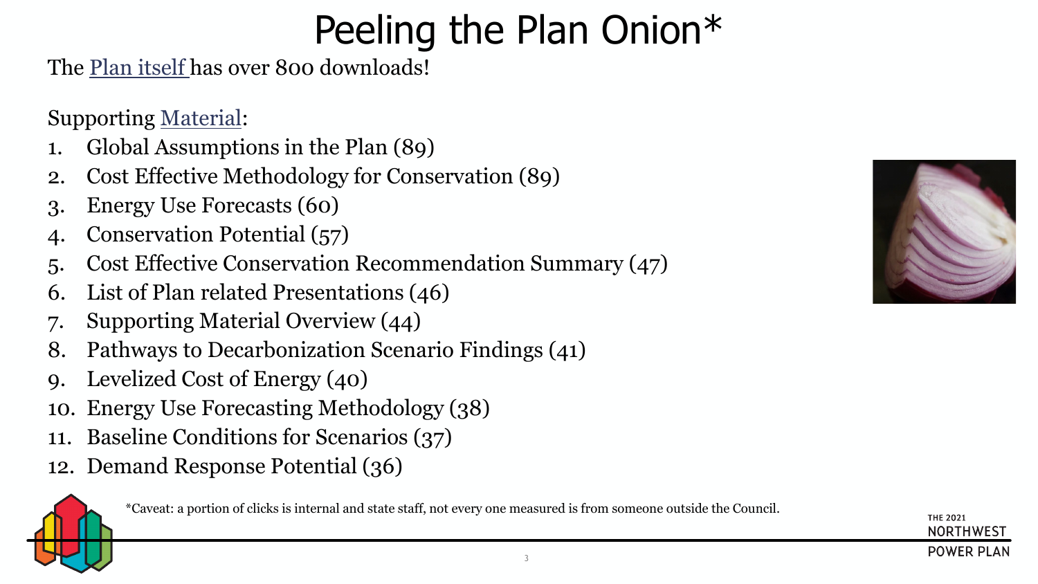# Peeling the Plan Onion*

The Plan itself has over 800 downloads!

Supporting Material:

1. Global Assumptions in the Plan (89)
2. Cost Effective Methodology for Conservation (89)
3. Energy Use Forecasts (60)
4. Conservation Potential (57)
5. Cost Effective Conservation Recommendation Summary (47)
6. List of Plan related Presentations (46)
7. Supporting Material Overview (44)
8. Pathways to Decarbonization Scenario Findings (41)
9. Levelized Cost of Energy (40)
10. Energy Use Forecasting Methodology (38)
11. Baseline Conditions for Scenarios (37)
12. Demand Response Potential (36)

*Caveat: a portion of clicks is internal and state staff, not every one measured is from someone outside the Council.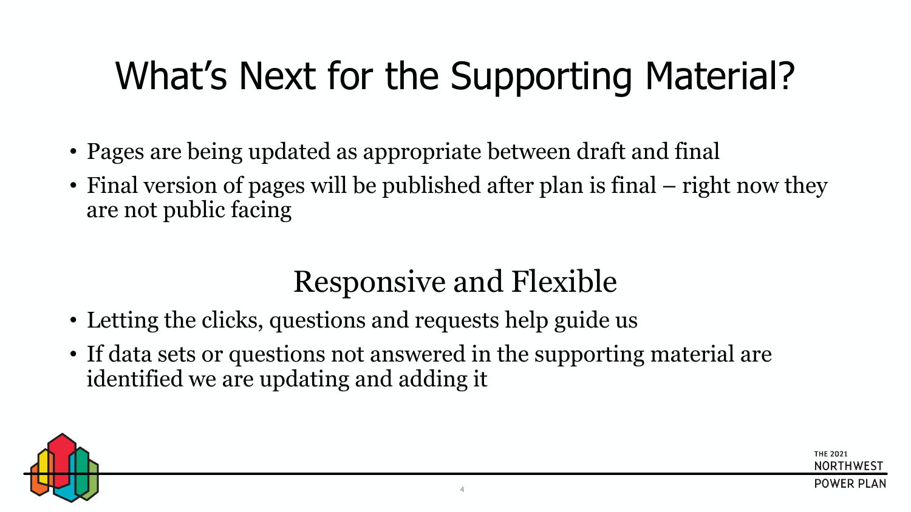# What's Next for the Supporting Material?

- Pages are being updated as appropriate between draft and final
- Final version of pages will be published after plan is final – right now they are not public facing

## Responsive and Flexible

- Letting the clicks, questions and requests help guide us
- If data sets or questions not answered in the supporting material are identified we are updating and adding it